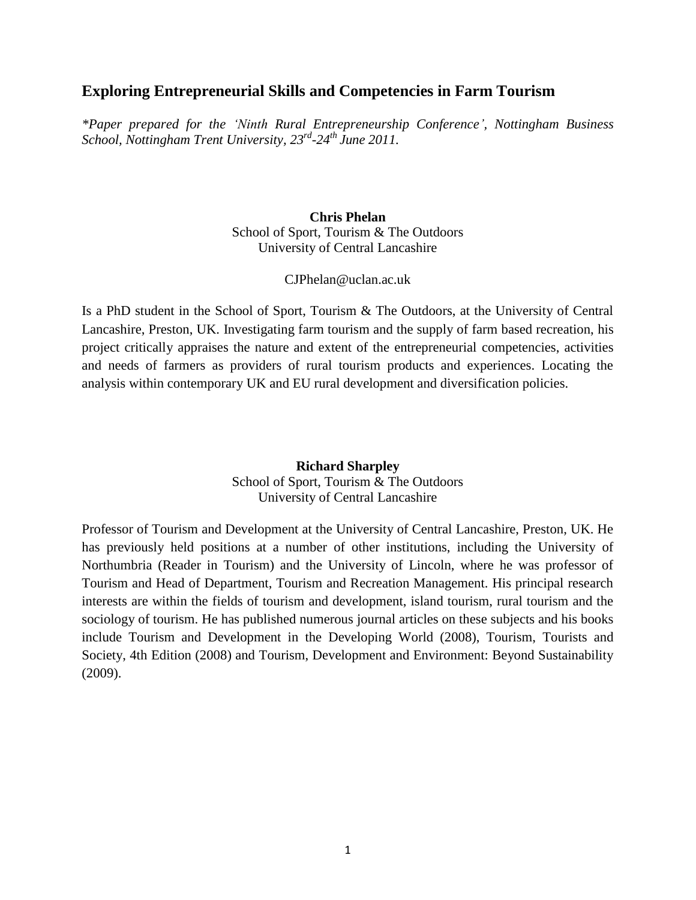## Exploring Entrepreneurial Skills and Competencies in Farm Tourism

*\*Paper prepared for the 'Ninth Rural Entrepreneurship Conference', Nottingham Business School, Nottingham Trent University, 23rd-24th June 2011.*

**Chris Phelan**
School of Sport, Tourism & The Outdoors
University of Central Lancashire

CJPhelan@uclan.ac.uk

Is a PhD student in the School of Sport, Tourism & The Outdoors, at the University of Central Lancashire, Preston, UK. Investigating farm tourism and the supply of farm based recreation, his project critically appraises the nature and extent of the entrepreneurial competencies, activities and needs of farmers as providers of rural tourism products and experiences. Locating the analysis within contemporary UK and EU rural development and diversification policies.

**Richard Sharpley**
School of Sport, Tourism & The Outdoors
University of Central Lancashire

Professor of Tourism and Development at the University of Central Lancashire, Preston, UK. He has previously held positions at a number of other institutions, including the University of Northumbria (Reader in Tourism) and the University of Lincoln, where he was professor of Tourism and Head of Department, Tourism and Recreation Management. His principal research interests are within the fields of tourism and development, island tourism, rural tourism and the sociology of tourism. He has published numerous journal articles on these subjects and his books include Tourism and Development in the Developing World (2008), Tourism, Tourists and Society, 4th Edition (2008) and Tourism, Development and Environment: Beyond Sustainability (2009).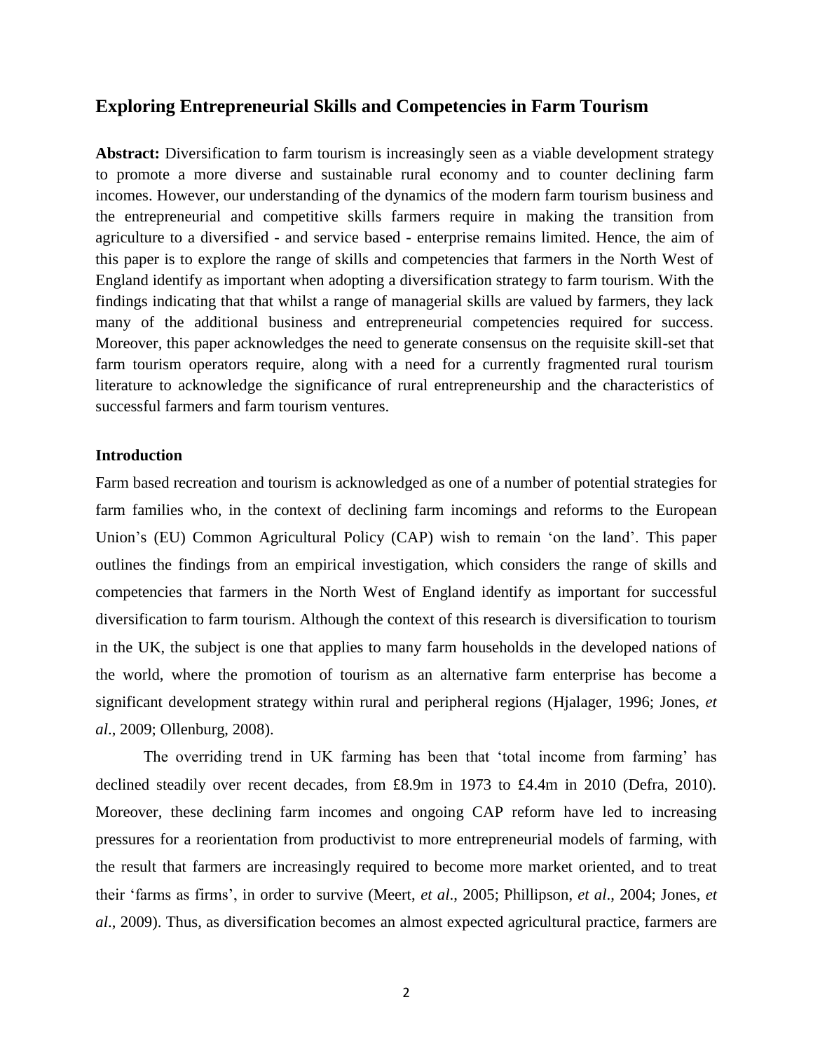## Exploring Entrepreneurial Skills and Competencies in Farm Tourism

**Abstract:** Diversification to farm tourism is increasingly seen as a viable development strategy to promote a more diverse and sustainable rural economy and to counter declining farm incomes. However, our understanding of the dynamics of the modern farm tourism business and the entrepreneurial and competitive skills farmers require in making the transition from agriculture to a diversified - and service based - enterprise remains limited. Hence, the aim of this paper is to explore the range of skills and competencies that farmers in the North West of England identify as important when adopting a diversification strategy to farm tourism. With the findings indicating that that whilst a range of managerial skills are valued by farmers, they lack many of the additional business and entrepreneurial competencies required for success. Moreover, this paper acknowledges the need to generate consensus on the requisite skill-set that farm tourism operators require, along with a need for a currently fragmented rural tourism literature to acknowledge the significance of rural entrepreneurship and the characteristics of successful farmers and farm tourism ventures.

### Introduction

Farm based recreation and tourism is acknowledged as one of a number of potential strategies for farm families who, in the context of declining farm incomings and reforms to the European Union's (EU) Common Agricultural Policy (CAP) wish to remain 'on the land'. This paper outlines the findings from an empirical investigation, which considers the range of skills and competencies that farmers in the North West of England identify as important for successful diversification to farm tourism. Although the context of this research is diversification to tourism in the UK, the subject is one that applies to many farm households in the developed nations of the world, where the promotion of tourism as an alternative farm enterprise has become a significant development strategy within rural and peripheral regions (Hjalager, 1996; Jones, *et al*., 2009; Ollenburg, 2008).

The overriding trend in UK farming has been that 'total income from farming' has declined steadily over recent decades, from £8.9m in 1973 to £4.4m in 2010 (Defra, 2010). Moreover, these declining farm incomes and ongoing CAP reform have led to increasing pressures for a reorientation from productivist to more entrepreneurial models of farming, with the result that farmers are increasingly required to become more market oriented, and to treat their 'farms as firms', in order to survive (Meert, *et al*., 2005; Phillipson, *et al*., 2004; Jones, *et al*., 2009). Thus, as diversification becomes an almost expected agricultural practice, farmers are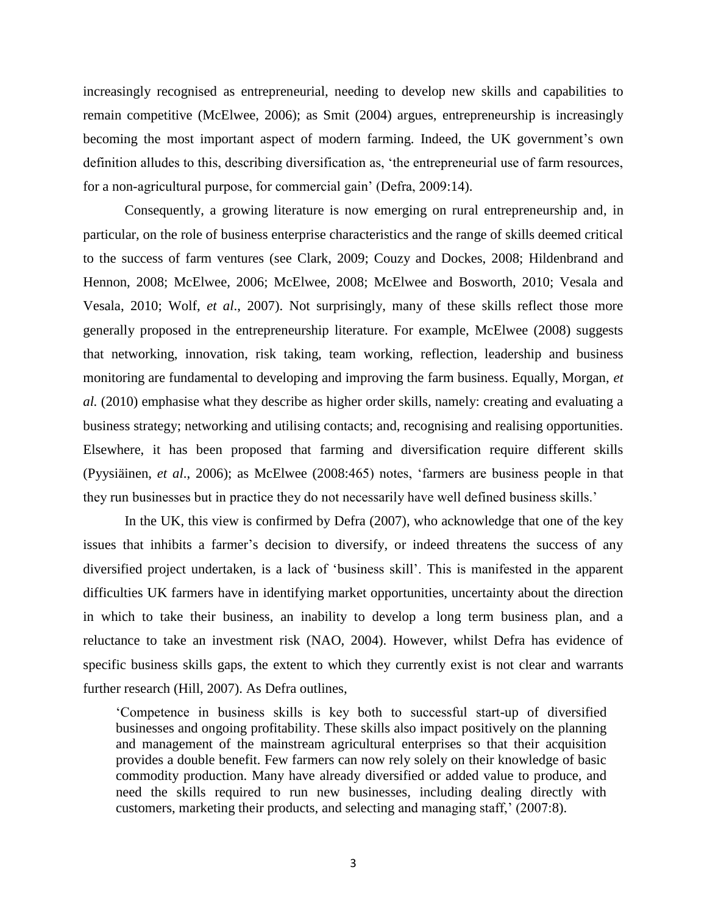increasingly recognised as entrepreneurial, needing to develop new skills and capabilities to remain competitive (McElwee, 2006); as Smit (2004) argues, entrepreneurship is increasingly becoming the most important aspect of modern farming. Indeed, the UK government's own definition alludes to this, describing diversification as, 'the entrepreneurial use of farm resources, for a non-agricultural purpose, for commercial gain' (Defra, 2009:14).

Consequently, a growing literature is now emerging on rural entrepreneurship and, in particular, on the role of business enterprise characteristics and the range of skills deemed critical to the success of farm ventures (see Clark, 2009; Couzy and Dockes, 2008; Hildenbrand and Hennon, 2008; McElwee, 2006; McElwee, 2008; McElwee and Bosworth, 2010; Vesala and Vesala, 2010; Wolf, *et al*., 2007). Not surprisingly, many of these skills reflect those more generally proposed in the entrepreneurship literature. For example, McElwee (2008) suggests that networking, innovation, risk taking, team working, reflection, leadership and business monitoring are fundamental to developing and improving the farm business. Equally, Morgan, *et al.* (2010) emphasise what they describe as higher order skills, namely: creating and evaluating a business strategy; networking and utilising contacts; and, recognising and realising opportunities. Elsewhere, it has been proposed that farming and diversification require different skills (Pyysiäinen, *et al*., 2006); as McElwee (2008:465) notes, 'farmers are business people in that they run businesses but in practice they do not necessarily have well defined business skills.'

In the UK, this view is confirmed by Defra (2007), who acknowledge that one of the key issues that inhibits a farmer's decision to diversify, or indeed threatens the success of any diversified project undertaken, is a lack of 'business skill'. This is manifested in the apparent difficulties UK farmers have in identifying market opportunities, uncertainty about the direction in which to take their business, an inability to develop a long term business plan, and a reluctance to take an investment risk (NAO, 2004). However, whilst Defra has evidence of specific business skills gaps, the extent to which they currently exist is not clear and warrants further research (Hill, 2007). As Defra outlines,

> 'Competence in business skills is key both to successful start-up of diversified businesses and ongoing profitability. These skills also impact positively on the planning and management of the mainstream agricultural enterprises so that their acquisition provides a double benefit. Few farmers can now rely solely on their knowledge of basic commodity production. Many have already diversified or added value to produce, and need the skills required to run new businesses, including dealing directly with customers, marketing their products, and selecting and managing staff,' (2007:8).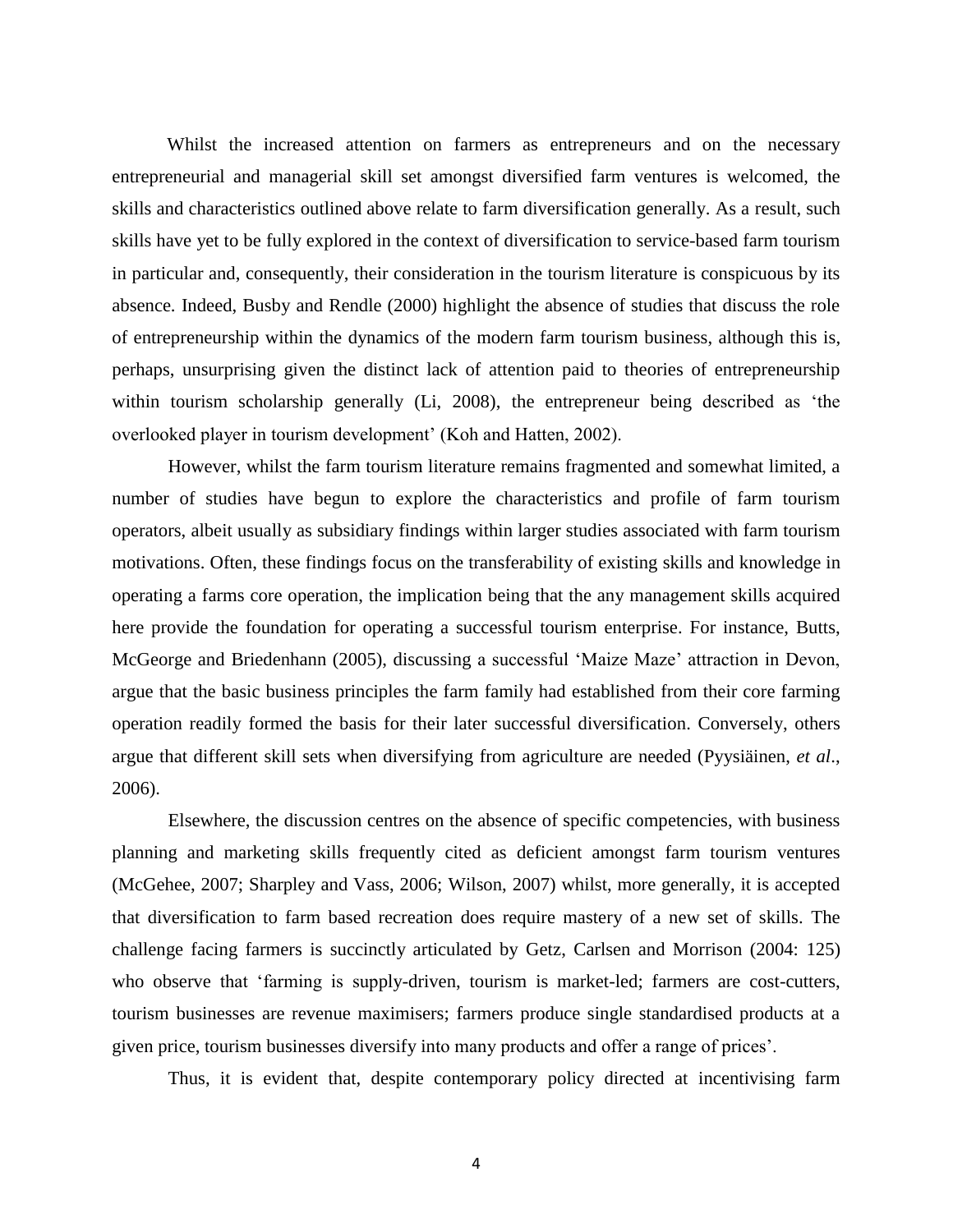Whilst the increased attention on farmers as entrepreneurs and on the necessary entrepreneurial and managerial skill set amongst diversified farm ventures is welcomed, the skills and characteristics outlined above relate to farm diversification generally. As a result, such skills have yet to be fully explored in the context of diversification to service-based farm tourism in particular and, consequently, their consideration in the tourism literature is conspicuous by its absence. Indeed, Busby and Rendle (2000) highlight the absence of studies that discuss the role of entrepreneurship within the dynamics of the modern farm tourism business, although this is, perhaps, unsurprising given the distinct lack of attention paid to theories of entrepreneurship within tourism scholarship generally (Li, 2008), the entrepreneur being described as 'the overlooked player in tourism development' (Koh and Hatten, 2002).

However, whilst the farm tourism literature remains fragmented and somewhat limited, a number of studies have begun to explore the characteristics and profile of farm tourism operators, albeit usually as subsidiary findings within larger studies associated with farm tourism motivations. Often, these findings focus on the transferability of existing skills and knowledge in operating a farms core operation, the implication being that the any management skills acquired here provide the foundation for operating a successful tourism enterprise. For instance, Butts, McGeorge and Briedenhann (2005), discussing a successful 'Maize Maze' attraction in Devon, argue that the basic business principles the farm family had established from their core farming operation readily formed the basis for their later successful diversification. Conversely, others argue that different skill sets when diversifying from agriculture are needed (Pyysiäinen, *et al*., 2006).

Elsewhere, the discussion centres on the absence of specific competencies, with business planning and marketing skills frequently cited as deficient amongst farm tourism ventures (McGehee, 2007; Sharpley and Vass, 2006; Wilson, 2007) whilst, more generally, it is accepted that diversification to farm based recreation does require mastery of a new set of skills. The challenge facing farmers is succinctly articulated by Getz, Carlsen and Morrison (2004: 125) who observe that 'farming is supply-driven, tourism is market-led; farmers are cost-cutters, tourism businesses are revenue maximisers; farmers produce single standardised products at a given price, tourism businesses diversify into many products and offer a range of prices'.

Thus, it is evident that, despite contemporary policy directed at incentivising farm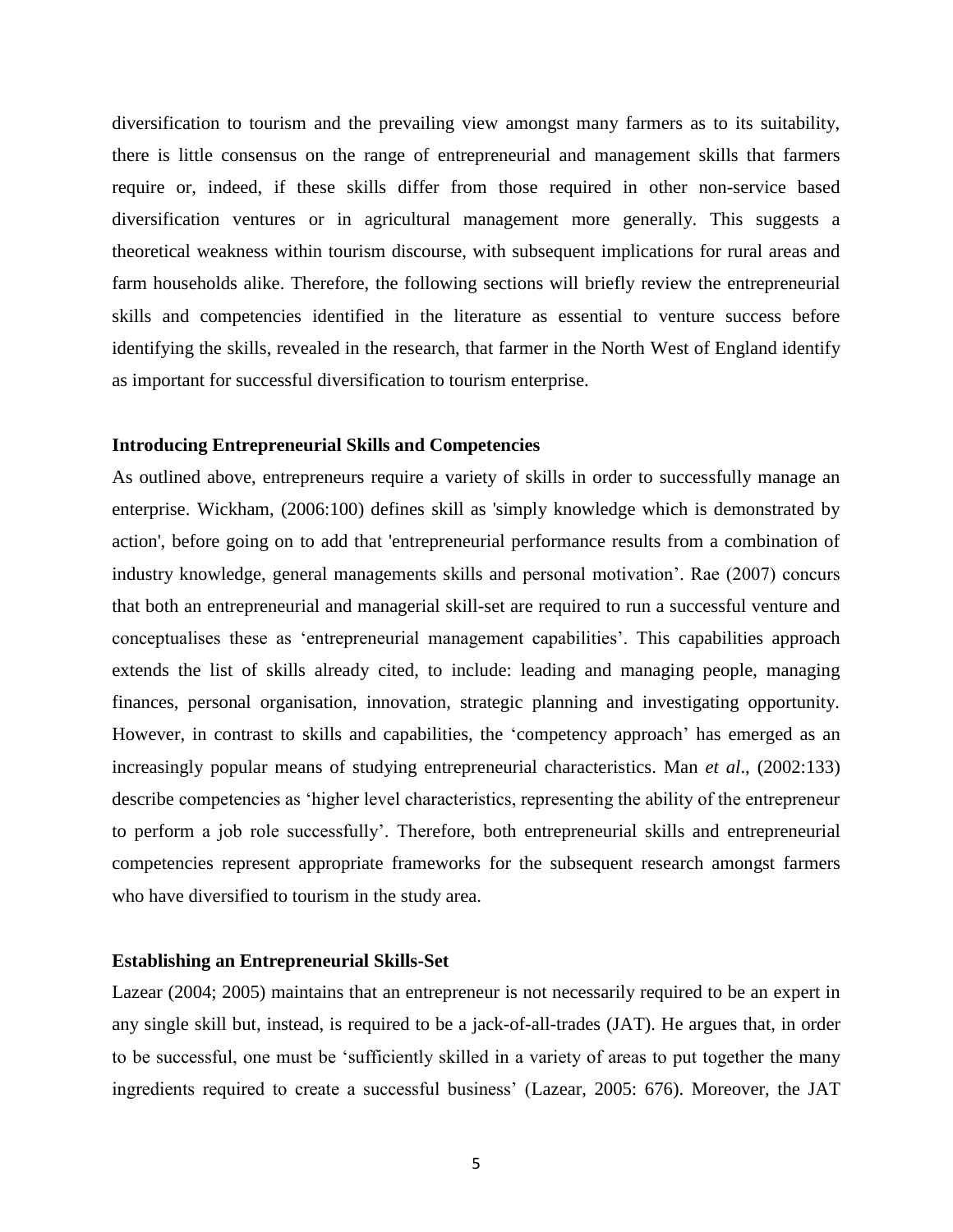diversification to tourism and the prevailing view amongst many farmers as to its suitability, there is little consensus on the range of entrepreneurial and management skills that farmers require or, indeed, if these skills differ from those required in other non-service based diversification ventures or in agricultural management more generally. This suggests a theoretical weakness within tourism discourse, with subsequent implications for rural areas and farm households alike. Therefore, the following sections will briefly review the entrepreneurial skills and competencies identified in the literature as essential to venture success before identifying the skills, revealed in the research, that farmer in the North West of England identify as important for successful diversification to tourism enterprise.

### Introducing Entrepreneurial Skills and Competencies

As outlined above, entrepreneurs require a variety of skills in order to successfully manage an enterprise. Wickham, (2006:100) defines skill as 'simply knowledge which is demonstrated by action', before going on to add that 'entrepreneurial performance results from a combination of industry knowledge, general managements skills and personal motivation'. Rae (2007) concurs that both an entrepreneurial and managerial skill-set are required to run a successful venture and conceptualises these as 'entrepreneurial management capabilities'. This capabilities approach extends the list of skills already cited, to include: leading and managing people, managing finances, personal organisation, innovation, strategic planning and investigating opportunity. However, in contrast to skills and capabilities, the 'competency approach' has emerged as an increasingly popular means of studying entrepreneurial characteristics. Man *et al*., (2002:133) describe competencies as 'higher level characteristics, representing the ability of the entrepreneur to perform a job role successfully'. Therefore, both entrepreneurial skills and entrepreneurial competencies represent appropriate frameworks for the subsequent research amongst farmers who have diversified to tourism in the study area.

### Establishing an Entrepreneurial Skills-Set

Lazear (2004; 2005) maintains that an entrepreneur is not necessarily required to be an expert in any single skill but, instead, is required to be a jack-of-all-trades (JAT). He argues that, in order to be successful, one must be 'sufficiently skilled in a variety of areas to put together the many ingredients required to create a successful business' (Lazear, 2005: 676). Moreover, the JAT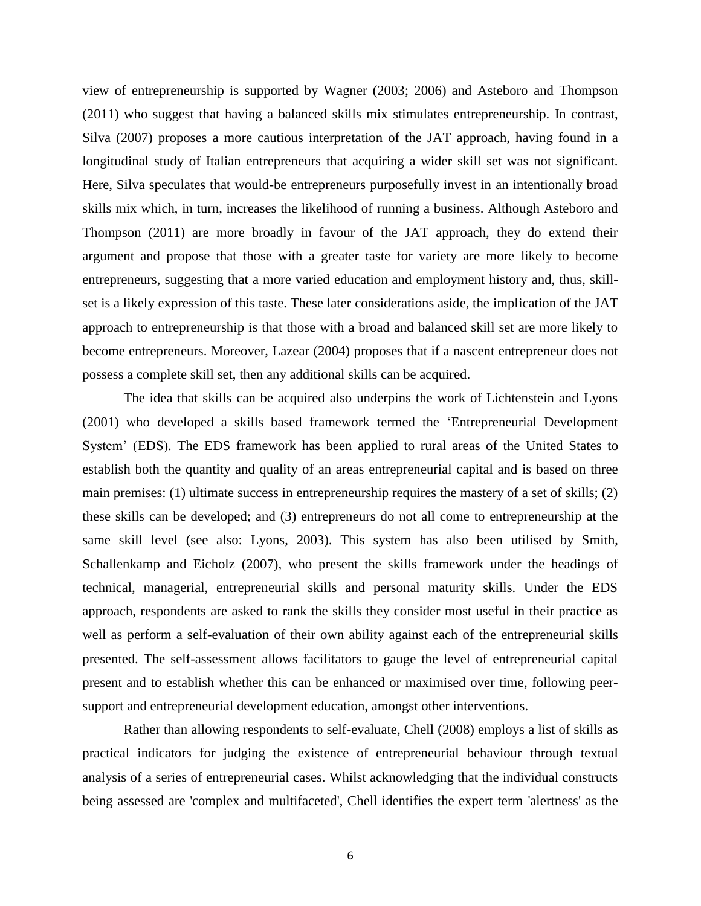view of entrepreneurship is supported by Wagner (2003; 2006) and Asteboro and Thompson (2011) who suggest that having a balanced skills mix stimulates entrepreneurship. In contrast, Silva (2007) proposes a more cautious interpretation of the JAT approach, having found in a longitudinal study of Italian entrepreneurs that acquiring a wider skill set was not significant. Here, Silva speculates that would-be entrepreneurs purposefully invest in an intentionally broad skills mix which, in turn, increases the likelihood of running a business. Although Asteboro and Thompson (2011) are more broadly in favour of the JAT approach, they do extend their argument and propose that those with a greater taste for variety are more likely to become entrepreneurs, suggesting that a more varied education and employment history and, thus, skill-set is a likely expression of this taste. These later considerations aside, the implication of the JAT approach to entrepreneurship is that those with a broad and balanced skill set are more likely to become entrepreneurs. Moreover, Lazear (2004) proposes that if a nascent entrepreneur does not possess a complete skill set, then any additional skills can be acquired.

The idea that skills can be acquired also underpins the work of Lichtenstein and Lyons (2001) who developed a skills based framework termed the 'Entrepreneurial Development System' (EDS). The EDS framework has been applied to rural areas of the United States to establish both the quantity and quality of an areas entrepreneurial capital and is based on three main premises: (1) ultimate success in entrepreneurship requires the mastery of a set of skills; (2) these skills can be developed; and (3) entrepreneurs do not all come to entrepreneurship at the same skill level (see also: Lyons, 2003). This system has also been utilised by Smith, Schallenkamp and Eicholz (2007), who present the skills framework under the headings of technical, managerial, entrepreneurial skills and personal maturity skills. Under the EDS approach, respondents are asked to rank the skills they consider most useful in their practice as well as perform a self-evaluation of their own ability against each of the entrepreneurial skills presented. The self-assessment allows facilitators to gauge the level of entrepreneurial capital present and to establish whether this can be enhanced or maximised over time, following peer-support and entrepreneurial development education, amongst other interventions.

Rather than allowing respondents to self-evaluate, Chell (2008) employs a list of skills as practical indicators for judging the existence of entrepreneurial behaviour through textual analysis of a series of entrepreneurial cases. Whilst acknowledging that the individual constructs being assessed are 'complex and multifaceted', Chell identifies the expert term 'alertness' as the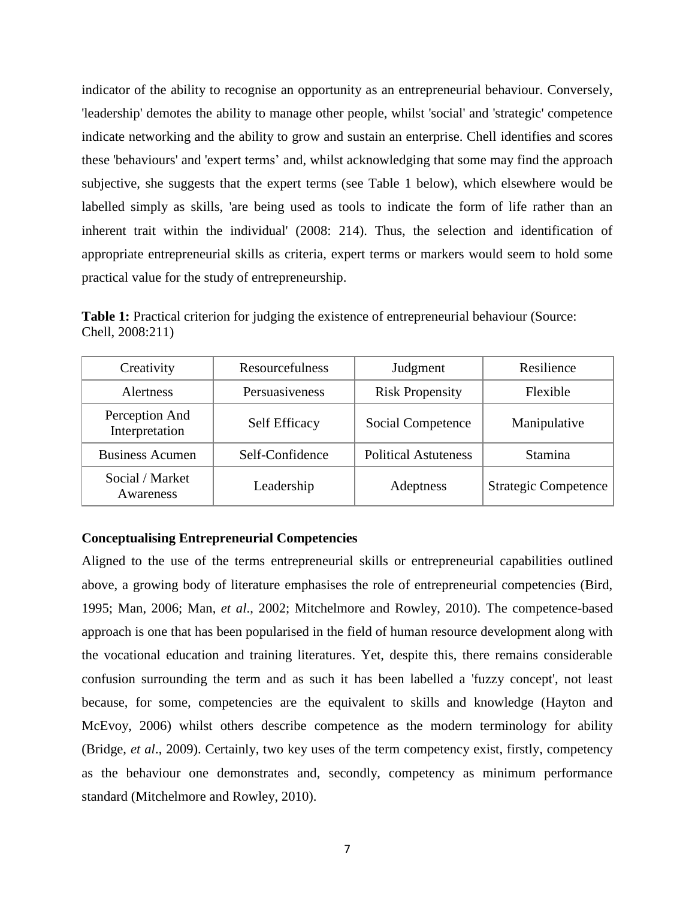indicator of the ability to recognise an opportunity as an entrepreneurial behaviour. Conversely, 'leadership' demotes the ability to manage other people, whilst 'social' and 'strategic' competence indicate networking and the ability to grow and sustain an enterprise. Chell identifies and scores these 'behaviours' and 'expert terms' and, whilst acknowledging that some may find the approach subjective, she suggests that the expert terms (see Table 1 below), which elsewhere would be labelled simply as skills, 'are being used as tools to indicate the form of life rather than an inherent trait within the individual' (2008: 214). Thus, the selection and identification of appropriate entrepreneurial skills as criteria, expert terms or markers would seem to hold some practical value for the study of entrepreneurship.

**Table 1:** Practical criterion for judging the existence of entrepreneurial behaviour (Source: Chell, 2008:211)

| | | | |
|---|---|---|---|
| Creativity | Resourcefulness | Judgment | Resilience |
| Alertness | Persuasiveness | Risk Propensity | Flexible |
| Perception And Interpretation | Self Efficacy | Social Competence | Manipulative |
| Business Acumen | Self-Confidence | Political Astuteness | Stamina |
| Social / Market Awareness | Leadership | Adeptness | Strategic Competence |

**Conceptualising Entrepreneurial Competencies**

Aligned to the use of the terms entrepreneurial skills or entrepreneurial capabilities outlined above, a growing body of literature emphasises the role of entrepreneurial competencies (Bird, 1995; Man, 2006; Man, *et al*., 2002; Mitchelmore and Rowley, 2010). The competence-based approach is one that has been popularised in the field of human resource development along with the vocational education and training literatures. Yet, despite this, there remains considerable confusion surrounding the term and as such it has been labelled a 'fuzzy concept', not least because, for some, competencies are the equivalent to skills and knowledge (Hayton and McEvoy, 2006) whilst others describe competence as the modern terminology for ability (Bridge, *et al*., 2009). Certainly, two key uses of the term competency exist, firstly, competency as the behaviour one demonstrates and, secondly, competency as minimum performance standard (Mitchelmore and Rowley, 2010).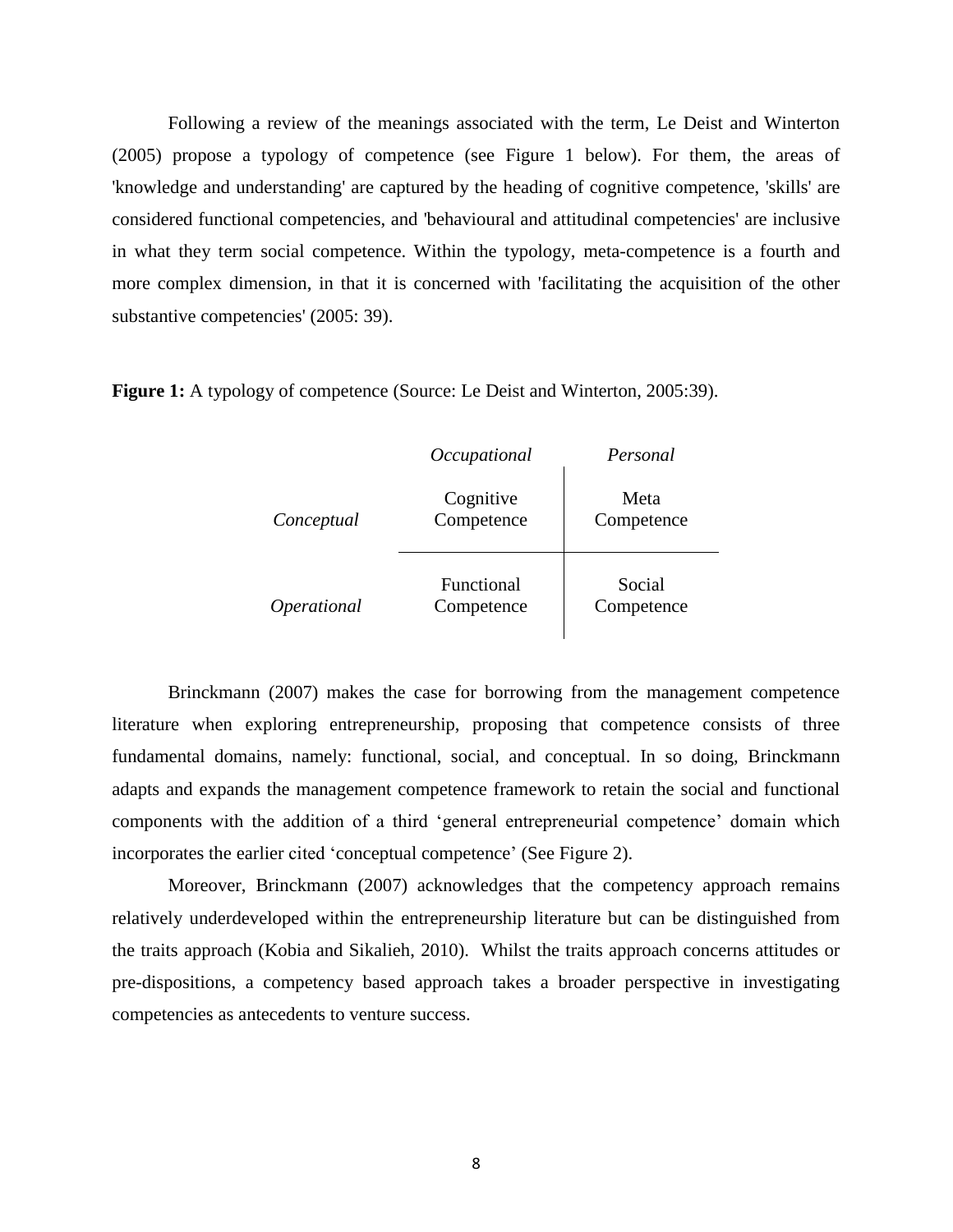Following a review of the meanings associated with the term, Le Deist and Winterton (2005) propose a typology of competence (see Figure 1 below). For them, the areas of 'knowledge and understanding' are captured by the heading of cognitive competence, 'skills' are considered functional competencies, and 'behavioural and attitudinal competencies' are inclusive in what they term social competence. Within the typology, meta-competence is a fourth and more complex dimension, in that it is concerned with 'facilitating the acquisition of the other substantive competencies' (2005: 39).

**Figure 1:** A typology of competence (Source: Le Deist and Winterton, 2005:39).

| | *Occupational* | *Personal* |
|---|---|---|
| *Conceptual* | Cognitive Competence | Meta Competence |
| *Operational* | Functional Competence | Social Competence |

Brinckmann (2007) makes the case for borrowing from the management competence literature when exploring entrepreneurship, proposing that competence consists of three fundamental domains, namely: functional, social, and conceptual. In so doing, Brinckmann adapts and expands the management competence framework to retain the social and functional components with the addition of a third 'general entrepreneurial competence' domain which incorporates the earlier cited 'conceptual competence' (See Figure 2).

Moreover, Brinckmann (2007) acknowledges that the competency approach remains relatively underdeveloped within the entrepreneurship literature but can be distinguished from the traits approach (Kobia and Sikalieh, 2010). Whilst the traits approach concerns attitudes or pre-dispositions, a competency based approach takes a broader perspective in investigating competencies as antecedents to venture success.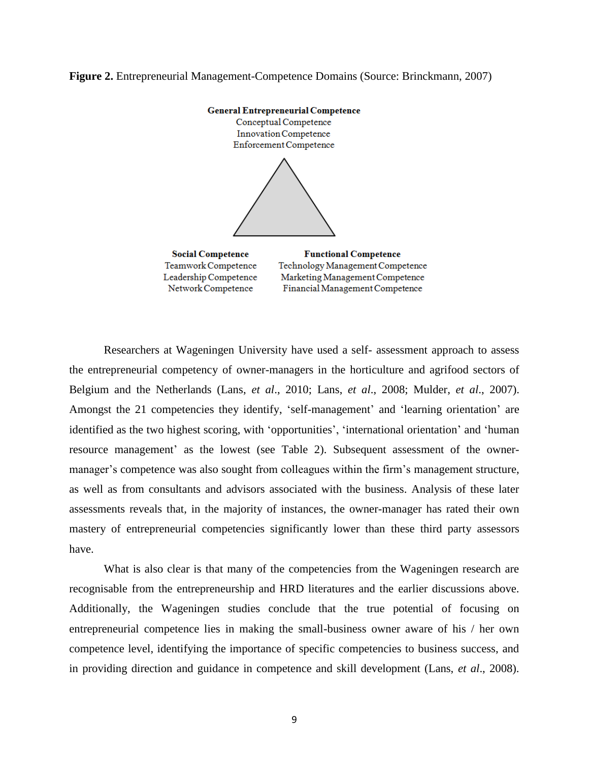**Figure 2.** Entrepreneurial Management-Competence Domains (Source: Brinckmann, 2007)

**General Entrepreneurial Competence**
Conceptual Competence
Innovation Competence
Enforcement Competence

**Social Competence**
Teamwork Competence
Leadership Competence
Network Competence

**Functional Competence**
Technology Management Competence
Marketing Management Competence
Financial Management Competence

Researchers at Wageningen University have used a self- assessment approach to assess the entrepreneurial competency of owner-managers in the horticulture and agrifood sectors of Belgium and the Netherlands (Lans, *et al*., 2010; Lans, *et al*., 2008; Mulder, *et al*., 2007). Amongst the 21 competencies they identify, 'self-management' and 'learning orientation' are identified as the two highest scoring, with 'opportunities', 'international orientation' and 'human resource management' as the lowest (see Table 2). Subsequent assessment of the owner-manager's competence was also sought from colleagues within the firm's management structure, as well as from consultants and advisors associated with the business. Analysis of these later assessments reveals that, in the majority of instances, the owner-manager has rated their own mastery of entrepreneurial competencies significantly lower than these third party assessors have.

What is also clear is that many of the competencies from the Wageningen research are recognisable from the entrepreneurship and HRD literatures and the earlier discussions above. Additionally, the Wageningen studies conclude that the true potential of focusing on entrepreneurial competence lies in making the small-business owner aware of his / her own competence level, identifying the importance of specific competencies to business success, and in providing direction and guidance in competence and skill development (Lans, *et al*., 2008).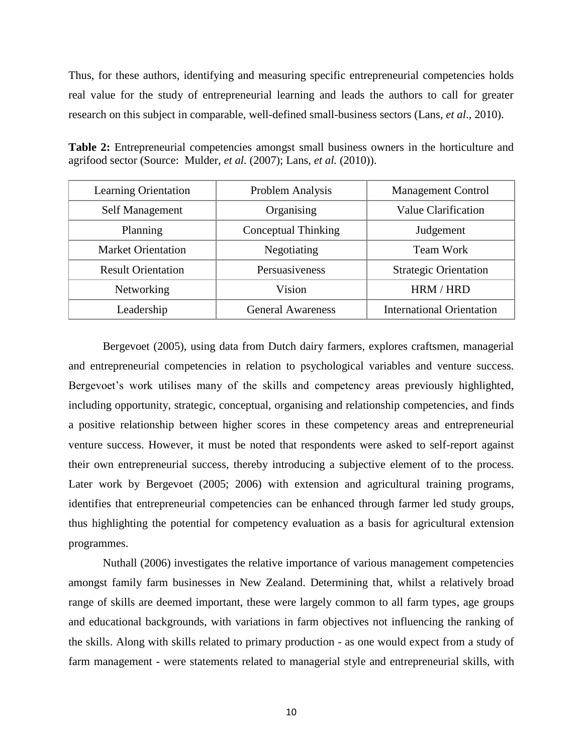Thus, for these authors, identifying and measuring specific entrepreneurial competencies holds real value for the study of entrepreneurial learning and leads the authors to call for greater research on this subject in comparable, well-defined small-business sectors (Lans, *et al*., 2010).

**Table 2:** Entrepreneurial competencies amongst small business owners in the horticulture and agrifood sector (Source: Mulder, *et al.* (2007); Lans, *et al.* (2010)).

| | | |
|---|---|---|
| Learning Orientation | Problem Analysis | Management Control |
| Self Management | Organising | Value Clarification |
| Planning | Conceptual Thinking | Judgement |
| Market Orientation | Negotiating | Team Work |
| Result Orientation | Persuasiveness | Strategic Orientation |
| Networking | Vision | HRM / HRD |
| Leadership | General Awareness | International Orientation |

Bergevoet (2005), using data from Dutch dairy farmers, explores craftsmen, managerial and entrepreneurial competencies in relation to psychological variables and venture success. Bergevoet's work utilises many of the skills and competency areas previously highlighted, including opportunity, strategic, conceptual, organising and relationship competencies, and finds a positive relationship between higher scores in these competency areas and entrepreneurial venture success. However, it must be noted that respondents were asked to self-report against their own entrepreneurial success, thereby introducing a subjective element of to the process. Later work by Bergevoet (2005; 2006) with extension and agricultural training programs, identifies that entrepreneurial competencies can be enhanced through farmer led study groups, thus highlighting the potential for competency evaluation as a basis for agricultural extension programmes.

Nuthall (2006) investigates the relative importance of various management competencies amongst family farm businesses in New Zealand. Determining that, whilst a relatively broad range of skills are deemed important, these were largely common to all farm types, age groups and educational backgrounds, with variations in farm objectives not influencing the ranking of the skills. Along with skills related to primary production - as one would expect from a study of farm management - were statements related to managerial style and entrepreneurial skills, with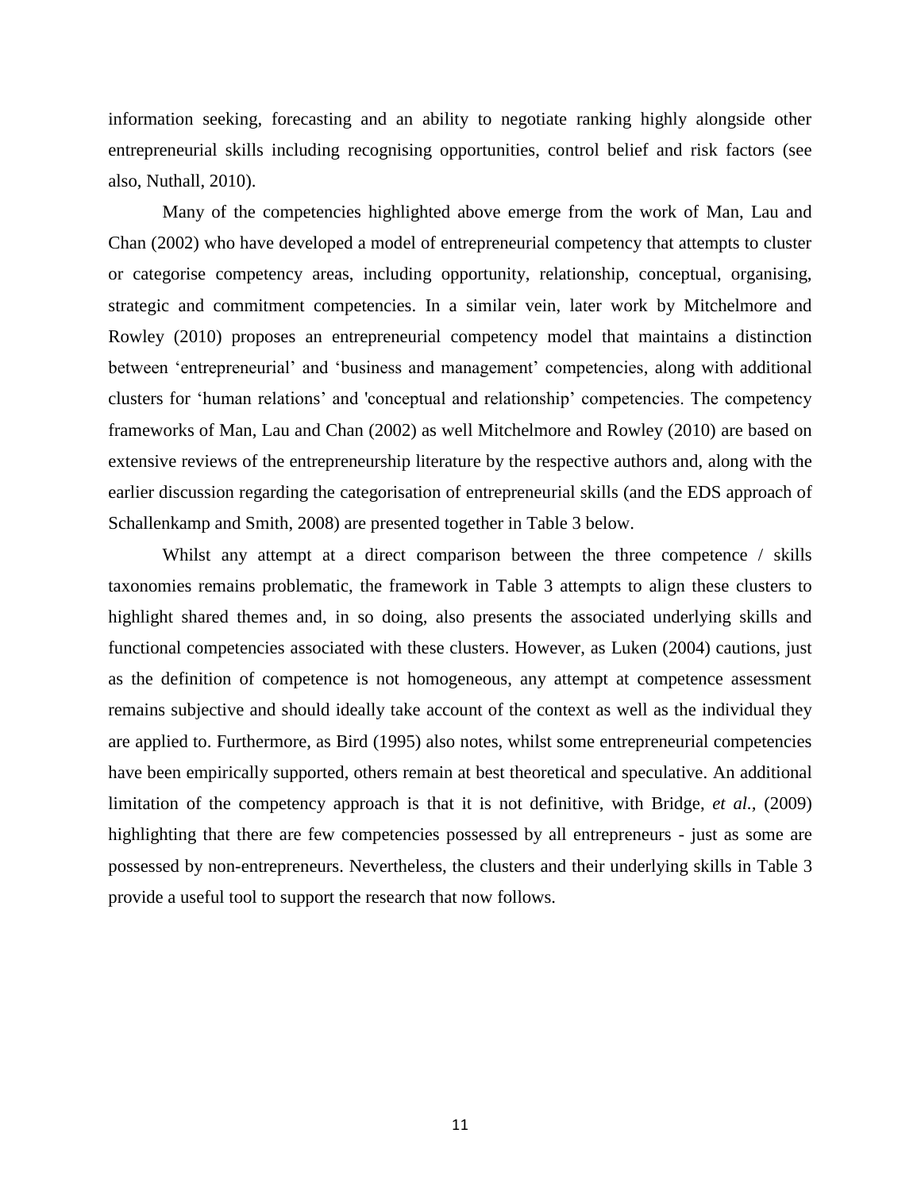information seeking, forecasting and an ability to negotiate ranking highly alongside other entrepreneurial skills including recognising opportunities, control belief and risk factors (see also, Nuthall, 2010).

Many of the competencies highlighted above emerge from the work of Man, Lau and Chan (2002) who have developed a model of entrepreneurial competency that attempts to cluster or categorise competency areas, including opportunity, relationship, conceptual, organising, strategic and commitment competencies. In a similar vein, later work by Mitchelmore and Rowley (2010) proposes an entrepreneurial competency model that maintains a distinction between 'entrepreneurial' and 'business and management' competencies, along with additional clusters for 'human relations' and 'conceptual and relationship' competencies. The competency frameworks of Man, Lau and Chan (2002) as well Mitchelmore and Rowley (2010) are based on extensive reviews of the entrepreneurship literature by the respective authors and, along with the earlier discussion regarding the categorisation of entrepreneurial skills (and the EDS approach of Schallenkamp and Smith, 2008) are presented together in Table 3 below.

Whilst any attempt at a direct comparison between the three competence / skills taxonomies remains problematic, the framework in Table 3 attempts to align these clusters to highlight shared themes and, in so doing, also presents the associated underlying skills and functional competencies associated with these clusters. However, as Luken (2004) cautions, just as the definition of competence is not homogeneous, any attempt at competence assessment remains subjective and should ideally take account of the context as well as the individual they are applied to. Furthermore, as Bird (1995) also notes, whilst some entrepreneurial competencies have been empirically supported, others remain at best theoretical and speculative. An additional limitation of the competency approach is that it is not definitive, with Bridge, *et al.*, (2009) highlighting that there are few competencies possessed by all entrepreneurs - just as some are possessed by non-entrepreneurs. Nevertheless, the clusters and their underlying skills in Table 3 provide a useful tool to support the research that now follows.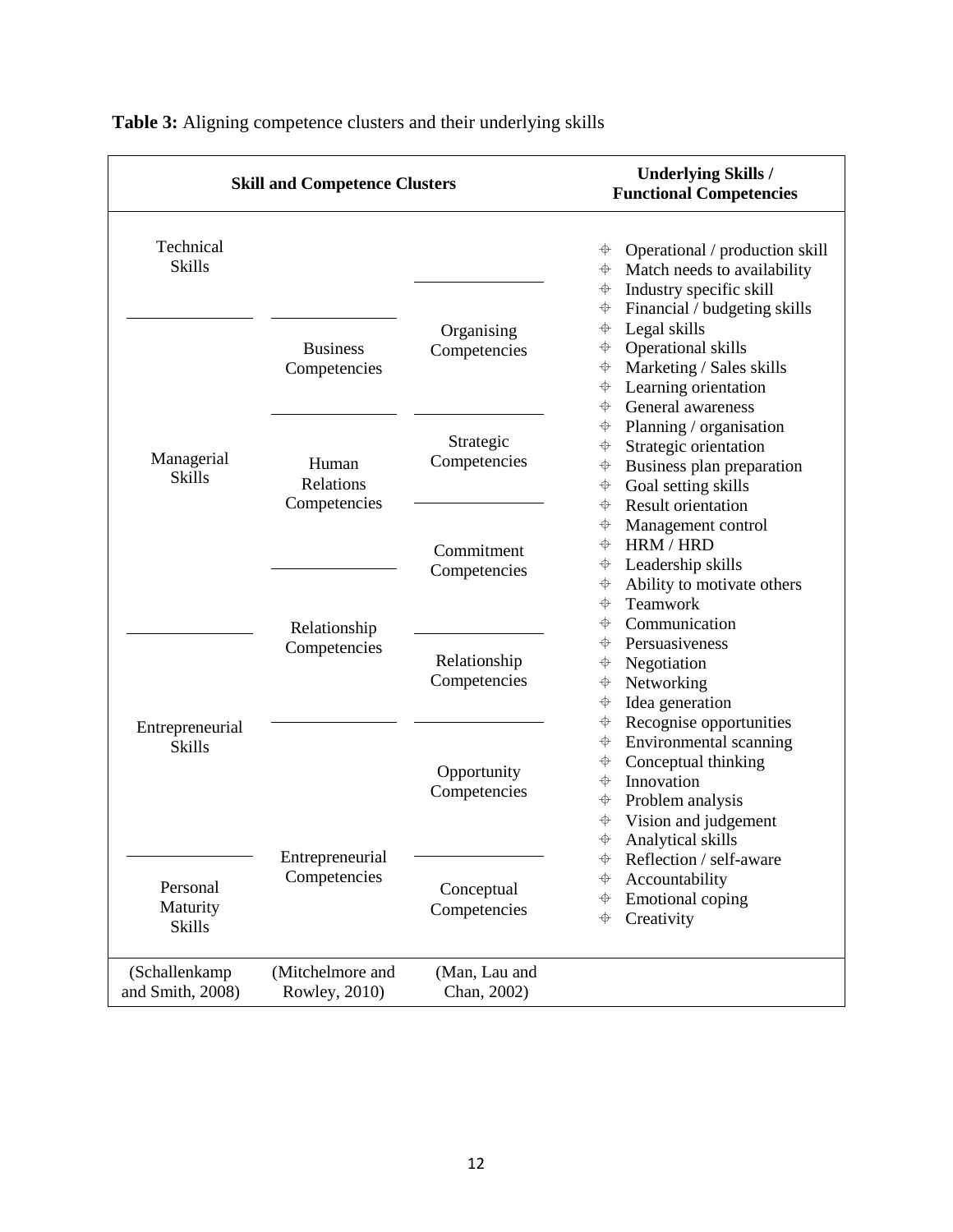**Table 3:** Aligning competence clusters and their underlying skills

| Skill and Competence Clusters | | | Underlying Skills / Functional Competencies |
|---|---|---|---|
| Technical Skills | | | Operational / production skill; Match needs to availability |
| | | Organising Competencies | Industry specific skill |
| Managerial Skills | Business Competencies | | Financial / budgeting skills; Legal skills; Operational skills; Marketing / Sales skills; Learning orientation; General awareness |
| | Human Relations Competencies | Strategic Competencies | Planning / organisation; Strategic orientation; Business plan preparation; Goal setting skills |
| | | Commitment Competencies | Result orientation; Management control; HRM / HRD; Leadership skills; Ability to motivate others |
| | Relationship Competencies | | Teamwork |
| Entrepreneurial Skills | | Relationship Competencies | Communication; Persuasiveness; Negotiation; Networking; Idea generation |
| | Entrepreneurial Competencies | Opportunity Competencies | Recognise opportunities; Environmental scanning; Conceptual thinking; Innovation; Problem analysis; Vision and judgement |
| Personal Maturity Skills | | Conceptual Competencies | Analytical skills; Reflection / self-aware; Accountability; Emotional coping; Creativity |
| (Schallenkamp and Smith, 2008) | (Mitchelmore and Rowley, 2010) | (Man, Lau and Chan, 2002) | |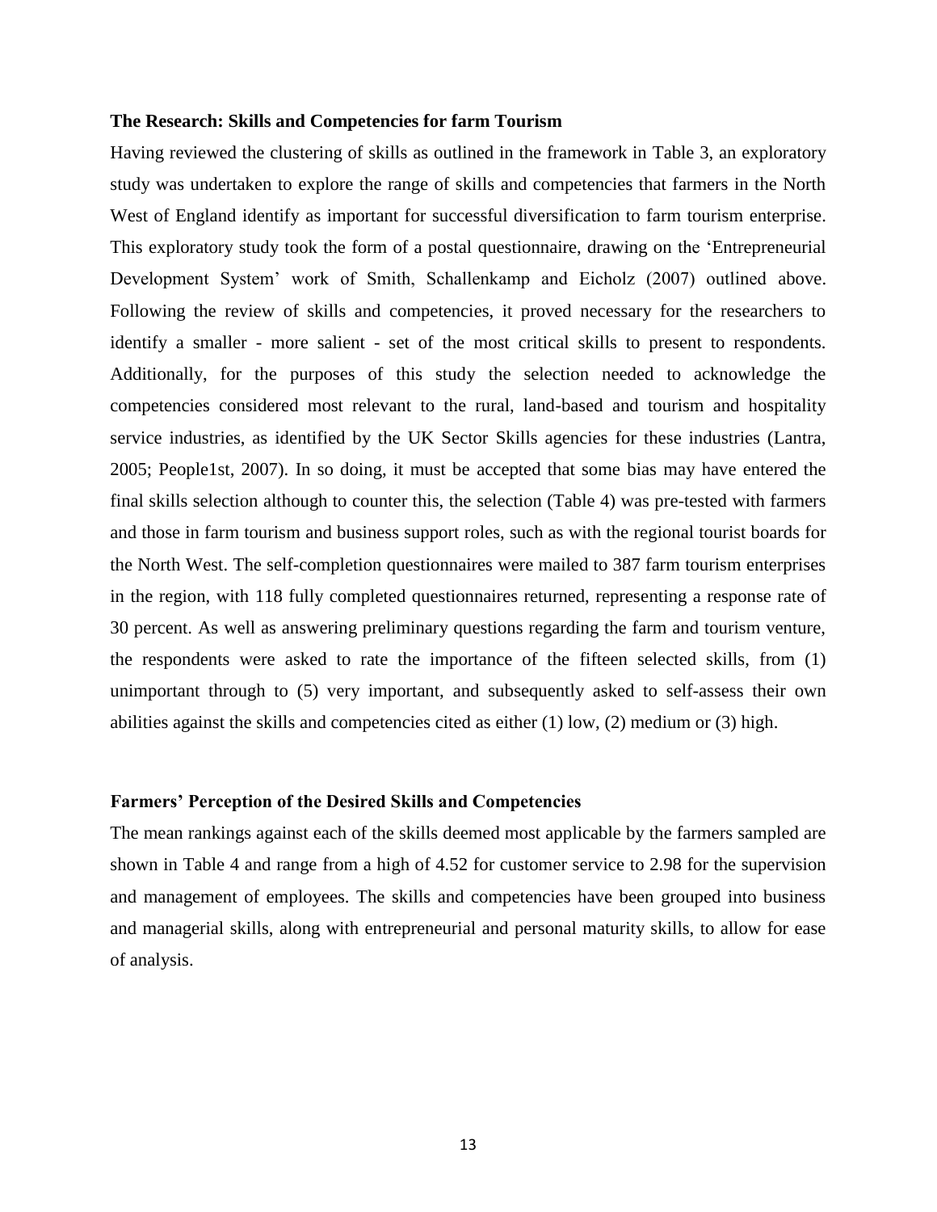### The Research: Skills and Competencies for farm Tourism

Having reviewed the clustering of skills as outlined in the framework in Table 3, an exploratory study was undertaken to explore the range of skills and competencies that farmers in the North West of England identify as important for successful diversification to farm tourism enterprise. This exploratory study took the form of a postal questionnaire, drawing on the 'Entrepreneurial Development System' work of Smith, Schallenkamp and Eicholz (2007) outlined above. Following the review of skills and competencies, it proved necessary for the researchers to identify a smaller - more salient - set of the most critical skills to present to respondents. Additionally, for the purposes of this study the selection needed to acknowledge the competencies considered most relevant to the rural, land-based and tourism and hospitality service industries, as identified by the UK Sector Skills agencies for these industries (Lantra, 2005; People1st, 2007). In so doing, it must be accepted that some bias may have entered the final skills selection although to counter this, the selection (Table 4) was pre-tested with farmers and those in farm tourism and business support roles, such as with the regional tourist boards for the North West. The self-completion questionnaires were mailed to 387 farm tourism enterprises in the region, with 118 fully completed questionnaires returned, representing a response rate of 30 percent. As well as answering preliminary questions regarding the farm and tourism venture, the respondents were asked to rate the importance of the fifteen selected skills, from (1) unimportant through to (5) very important, and subsequently asked to self-assess their own abilities against the skills and competencies cited as either (1) low, (2) medium or (3) high.

### Farmers' Perception of the Desired Skills and Competencies

The mean rankings against each of the skills deemed most applicable by the farmers sampled are shown in Table 4 and range from a high of 4.52 for customer service to 2.98 for the supervision and management of employees. The skills and competencies have been grouped into business and managerial skills, along with entrepreneurial and personal maturity skills, to allow for ease of analysis.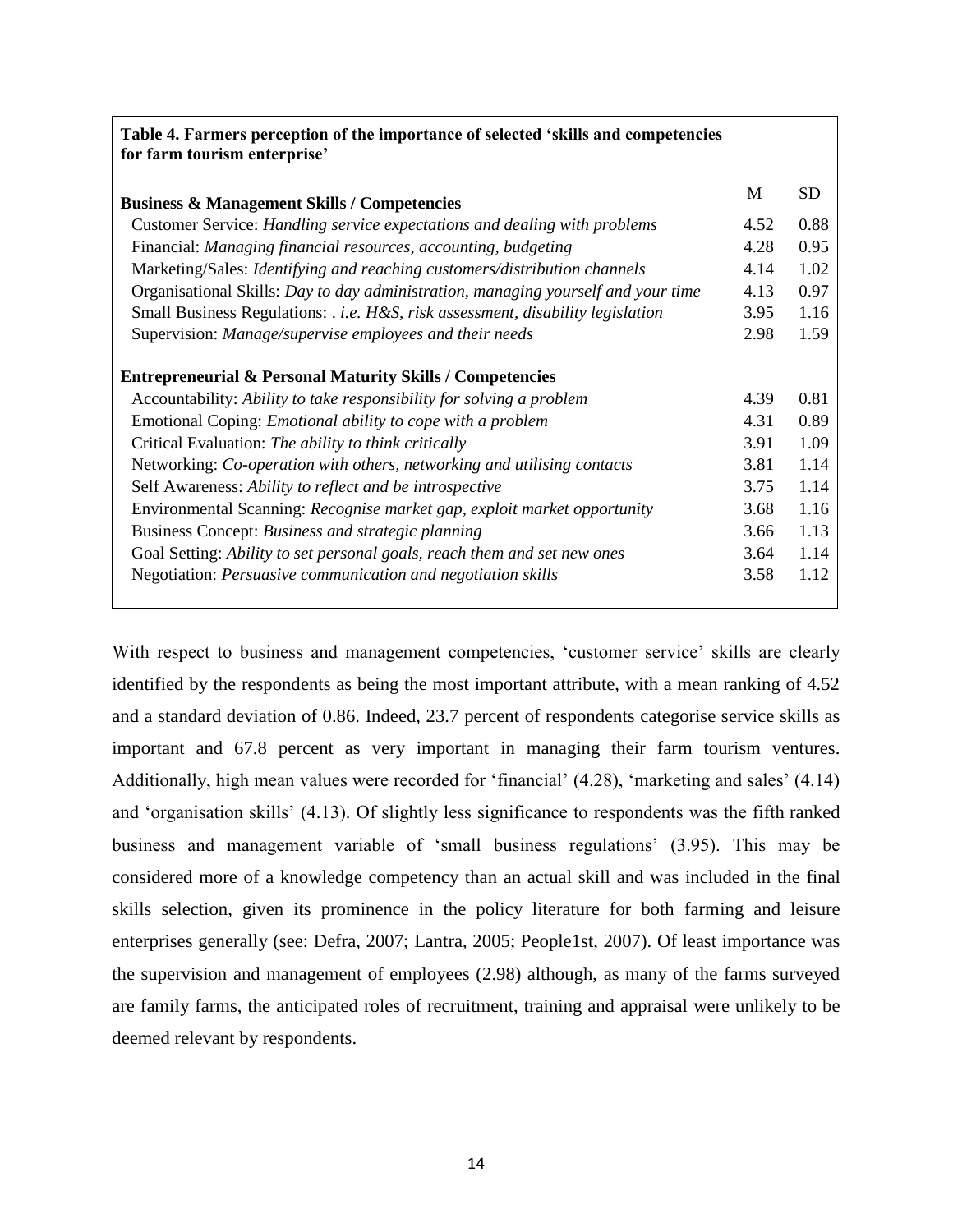**Table 4. Farmers perception of the importance of selected 'skills and competencies for farm tourism enterprise'**

| | M | SD |
|---|---|---|
| **Business & Management Skills / Competencies** | | |
| Customer Service: *Handling service expectations and dealing with problems* | 4.52 | 0.88 |
| Financial: *Managing financial resources, accounting, budgeting* | 4.28 | 0.95 |
| Marketing/Sales: *Identifying and reaching customers/distribution channels* | 4.14 | 1.02 |
| Organisational Skills: *Day to day administration, managing yourself and your time* | 4.13 | 0.97 |
| Small Business Regulations: . *i.e. H&S, risk assessment, disability legislation* | 3.95 | 1.16 |
| Supervision: *Manage/supervise employees and their needs* | 2.98 | 1.59 |
| **Entrepreneurial & Personal Maturity Skills / Competencies** | | |
| Accountability: *Ability to take responsibility for solving a problem* | 4.39 | 0.81 |
| Emotional Coping: *Emotional ability to cope with a problem* | 4.31 | 0.89 |
| Critical Evaluation: *The ability to think critically* | 3.91 | 1.09 |
| Networking: *Co-operation with others, networking and utilising contacts* | 3.81 | 1.14 |
| Self Awareness: *Ability to reflect and be introspective* | 3.75 | 1.14 |
| Environmental Scanning: *Recognise market gap, exploit market opportunity* | 3.68 | 1.16 |
| Business Concept: *Business and strategic planning* | 3.66 | 1.13 |
| Goal Setting: *Ability to set personal goals, reach them and set new ones* | 3.64 | 1.14 |
| Negotiation: *Persuasive communication and negotiation skills* | 3.58 | 1.12 |

With respect to business and management competencies, 'customer service' skills are clearly identified by the respondents as being the most important attribute, with a mean ranking of 4.52 and a standard deviation of 0.86. Indeed, 23.7 percent of respondents categorise service skills as important and 67.8 percent as very important in managing their farm tourism ventures. Additionally, high mean values were recorded for 'financial' (4.28), 'marketing and sales' (4.14) and 'organisation skills' (4.13). Of slightly less significance to respondents was the fifth ranked business and management variable of 'small business regulations' (3.95). This may be considered more of a knowledge competency than an actual skill and was included in the final skills selection, given its prominence in the policy literature for both farming and leisure enterprises generally (see: Defra, 2007; Lantra, 2005; People1st, 2007). Of least importance was the supervision and management of employees (2.98) although, as many of the farms surveyed are family farms, the anticipated roles of recruitment, training and appraisal were unlikely to be deemed relevant by respondents.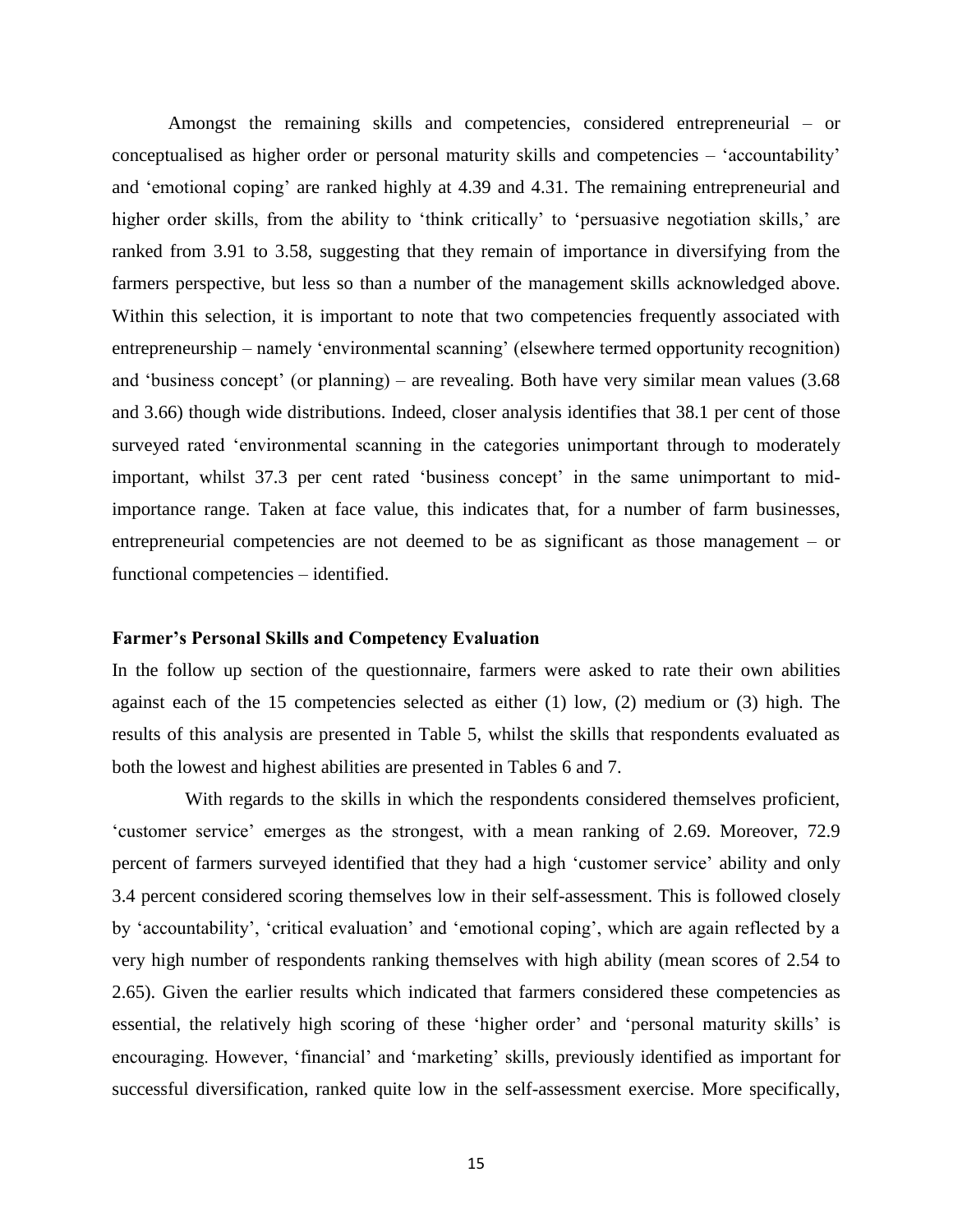Amongst the remaining skills and competencies, considered entrepreneurial – or conceptualised as higher order or personal maturity skills and competencies – 'accountability' and 'emotional coping' are ranked highly at 4.39 and 4.31. The remaining entrepreneurial and higher order skills, from the ability to 'think critically' to 'persuasive negotiation skills,' are ranked from 3.91 to 3.58, suggesting that they remain of importance in diversifying from the farmers perspective, but less so than a number of the management skills acknowledged above. Within this selection, it is important to note that two competencies frequently associated with entrepreneurship – namely 'environmental scanning' (elsewhere termed opportunity recognition) and 'business concept' (or planning) – are revealing. Both have very similar mean values (3.68 and 3.66) though wide distributions. Indeed, closer analysis identifies that 38.1 per cent of those surveyed rated 'environmental scanning in the categories unimportant through to moderately important, whilst 37.3 per cent rated 'business concept' in the same unimportant to mid-importance range. Taken at face value, this indicates that, for a number of farm businesses, entrepreneurial competencies are not deemed to be as significant as those management – or functional competencies – identified.

**Farmer's Personal Skills and Competency Evaluation**

In the follow up section of the questionnaire, farmers were asked to rate their own abilities against each of the 15 competencies selected as either (1) low, (2) medium or (3) high. The results of this analysis are presented in Table 5, whilst the skills that respondents evaluated as both the lowest and highest abilities are presented in Tables 6 and 7.

With regards to the skills in which the respondents considered themselves proficient, 'customer service' emerges as the strongest, with a mean ranking of 2.69. Moreover, 72.9 percent of farmers surveyed identified that they had a high 'customer service' ability and only 3.4 percent considered scoring themselves low in their self-assessment. This is followed closely by 'accountability', 'critical evaluation' and 'emotional coping', which are again reflected by a very high number of respondents ranking themselves with high ability (mean scores of 2.54 to 2.65). Given the earlier results which indicated that farmers considered these competencies as essential, the relatively high scoring of these 'higher order' and 'personal maturity skills' is encouraging. However, 'financial' and 'marketing' skills, previously identified as important for successful diversification, ranked quite low in the self-assessment exercise. More specifically,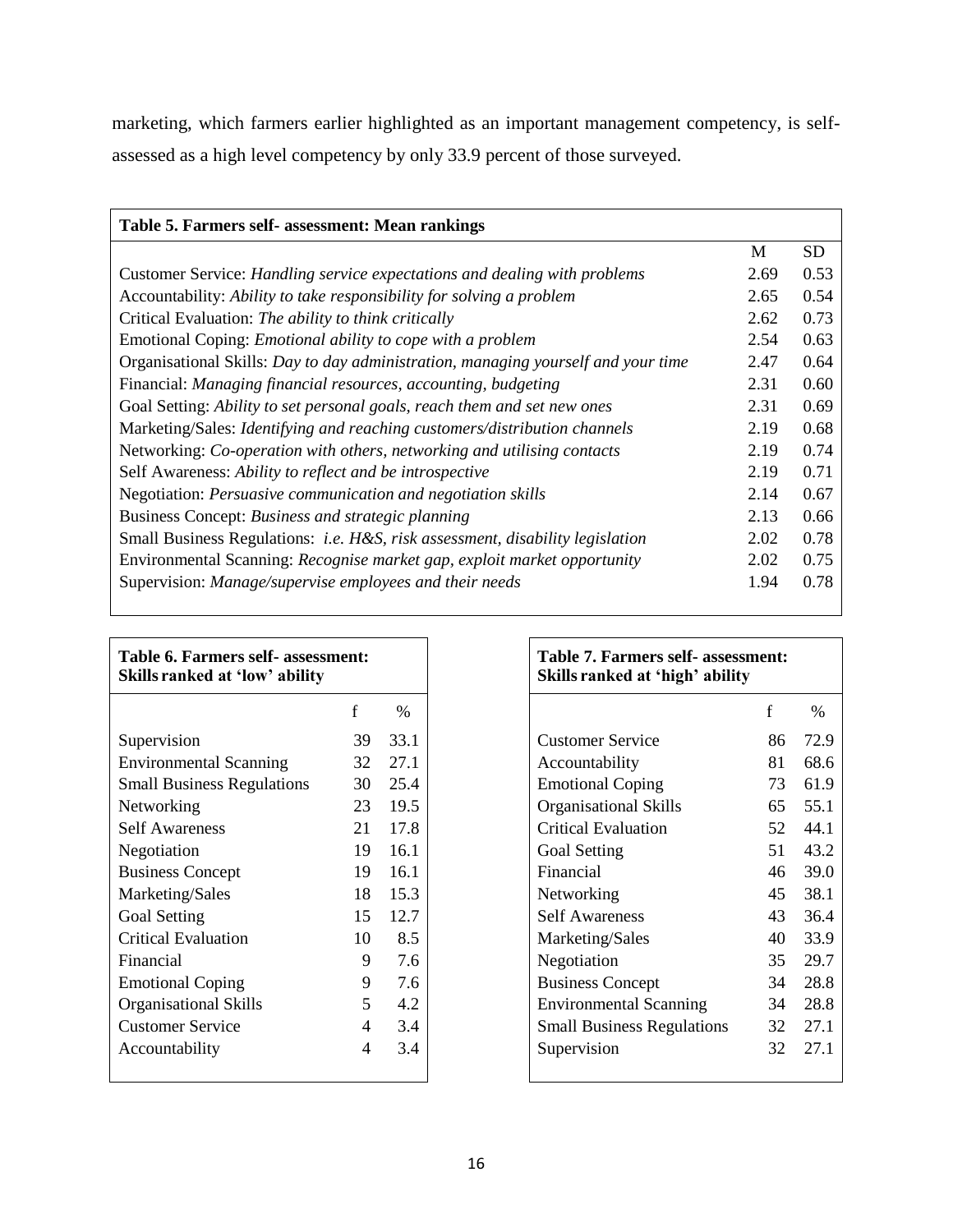marketing, which farmers earlier highlighted as an important management competency, is self-assessed as a high level competency by only 33.9 percent of those surveyed.

**Table 5. Farmers self- assessment: Mean rankings**

| | M | SD |
|---|---|---|
| Customer Service: *Handling service expectations and dealing with problems* | 2.69 | 0.53 |
| Accountability: *Ability to take responsibility for solving a problem* | 2.65 | 0.54 |
| Critical Evaluation: *The ability to think critically* | 2.62 | 0.73 |
| Emotional Coping: *Emotional ability to cope with a problem* | 2.54 | 0.63 |
| Organisational Skills: *Day to day administration, managing yourself and your time* | 2.47 | 0.64 |
| Financial: *Managing financial resources, accounting, budgeting* | 2.31 | 0.60 |
| Goal Setting: *Ability to set personal goals, reach them and set new ones* | 2.31 | 0.69 |
| Marketing/Sales: *Identifying and reaching customers/distribution channels* | 2.19 | 0.68 |
| Networking: *Co-operation with others, networking and utilising contacts* | 2.19 | 0.74 |
| Self Awareness: *Ability to reflect and be introspective* | 2.19 | 0.71 |
| Negotiation: *Persuasive communication and negotiation skills* | 2.14 | 0.67 |
| Business Concept: *Business and strategic planning* | 2.13 | 0.66 |
| Small Business Regulations: *i.e. H&S, risk assessment, disability legislation* | 2.02 | 0.78 |
| Environmental Scanning: *Recognise market gap, exploit market opportunity* | 2.02 | 0.75 |
| Supervision: *Manage/supervise employees and their needs* | 1.94 | 0.78 |

**Table 6. Farmers self- assessment: Skills ranked at 'low' ability**

| | f | % |
|---|---|---|
| Supervision | 39 | 33.1 |
| Environmental Scanning | 32 | 27.1 |
| Small Business Regulations | 30 | 25.4 |
| Networking | 23 | 19.5 |
| Self Awareness | 21 | 17.8 |
| Negotiation | 19 | 16.1 |
| Business Concept | 19 | 16.1 |
| Marketing/Sales | 18 | 15.3 |
| Goal Setting | 15 | 12.7 |
| Critical Evaluation | 10 | 8.5 |
| Financial | 9 | 7.6 |
| Emotional Coping | 9 | 7.6 |
| Organisational Skills | 5 | 4.2 |
| Customer Service | 4 | 3.4 |
| Accountability | 4 | 3.4 |

**Table 7. Farmers self- assessment: Skills ranked at 'high' ability**

| | f | % |
|---|---|---|
| Customer Service | 86 | 72.9 |
| Accountability | 81 | 68.6 |
| Emotional Coping | 73 | 61.9 |
| Organisational Skills | 65 | 55.1 |
| Critical Evaluation | 52 | 44.1 |
| Goal Setting | 51 | 43.2 |
| Financial | 46 | 39.0 |
| Networking | 45 | 38.1 |
| Self Awareness | 43 | 36.4 |
| Marketing/Sales | 40 | 33.9 |
| Negotiation | 35 | 29.7 |
| Business Concept | 34 | 28.8 |
| Environmental Scanning | 34 | 28.8 |
| Small Business Regulations | 32 | 27.1 |
| Supervision | 32 | 27.1 |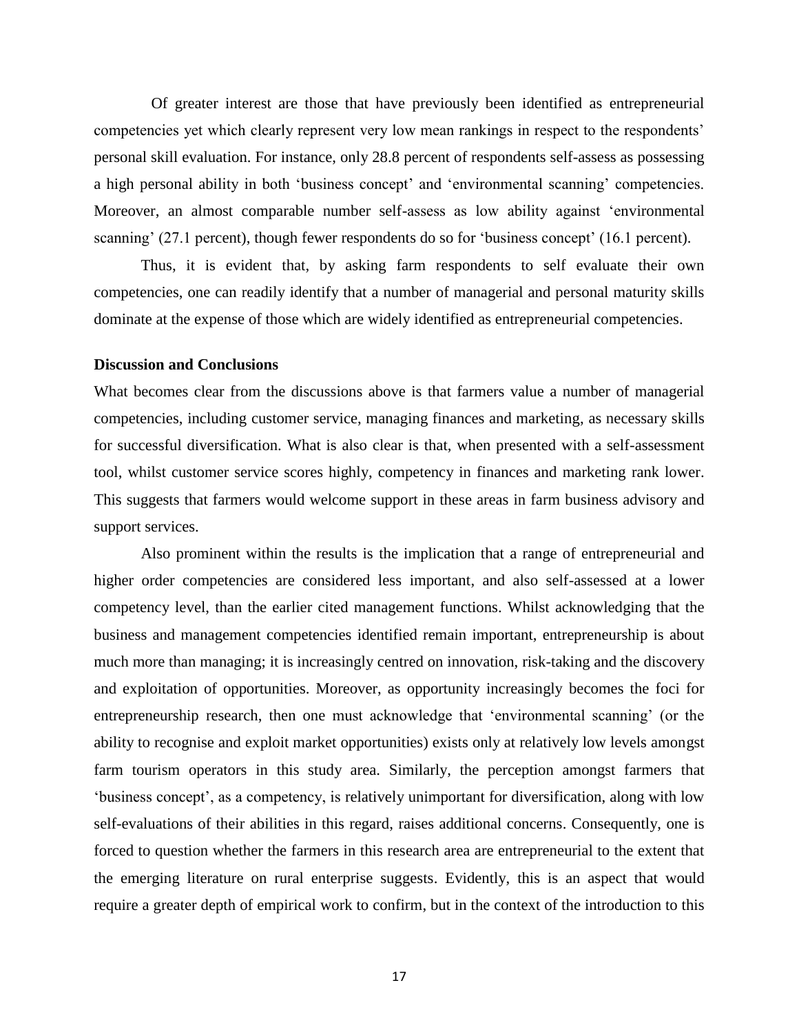Of greater interest are those that have previously been identified as entrepreneurial competencies yet which clearly represent very low mean rankings in respect to the respondents' personal skill evaluation. For instance, only 28.8 percent of respondents self-assess as possessing a high personal ability in both 'business concept' and 'environmental scanning' competencies. Moreover, an almost comparable number self-assess as low ability against 'environmental scanning' (27.1 percent), though fewer respondents do so for 'business concept' (16.1 percent).

Thus, it is evident that, by asking farm respondents to self evaluate their own competencies, one can readily identify that a number of managerial and personal maturity skills dominate at the expense of those which are widely identified as entrepreneurial competencies.

**Discussion and Conclusions**

What becomes clear from the discussions above is that farmers value a number of managerial competencies, including customer service, managing finances and marketing, as necessary skills for successful diversification. What is also clear is that, when presented with a self-assessment tool, whilst customer service scores highly, competency in finances and marketing rank lower. This suggests that farmers would welcome support in these areas in farm business advisory and support services.

Also prominent within the results is the implication that a range of entrepreneurial and higher order competencies are considered less important, and also self-assessed at a lower competency level, than the earlier cited management functions. Whilst acknowledging that the business and management competencies identified remain important, entrepreneurship is about much more than managing; it is increasingly centred on innovation, risk-taking and the discovery and exploitation of opportunities. Moreover, as opportunity increasingly becomes the foci for entrepreneurship research, then one must acknowledge that 'environmental scanning' (or the ability to recognise and exploit market opportunities) exists only at relatively low levels amongst farm tourism operators in this study area. Similarly, the perception amongst farmers that 'business concept', as a competency, is relatively unimportant for diversification, along with low self-evaluations of their abilities in this regard, raises additional concerns. Consequently, one is forced to question whether the farmers in this research area are entrepreneurial to the extent that the emerging literature on rural enterprise suggests. Evidently, this is an aspect that would require a greater depth of empirical work to confirm, but in the context of the introduction to this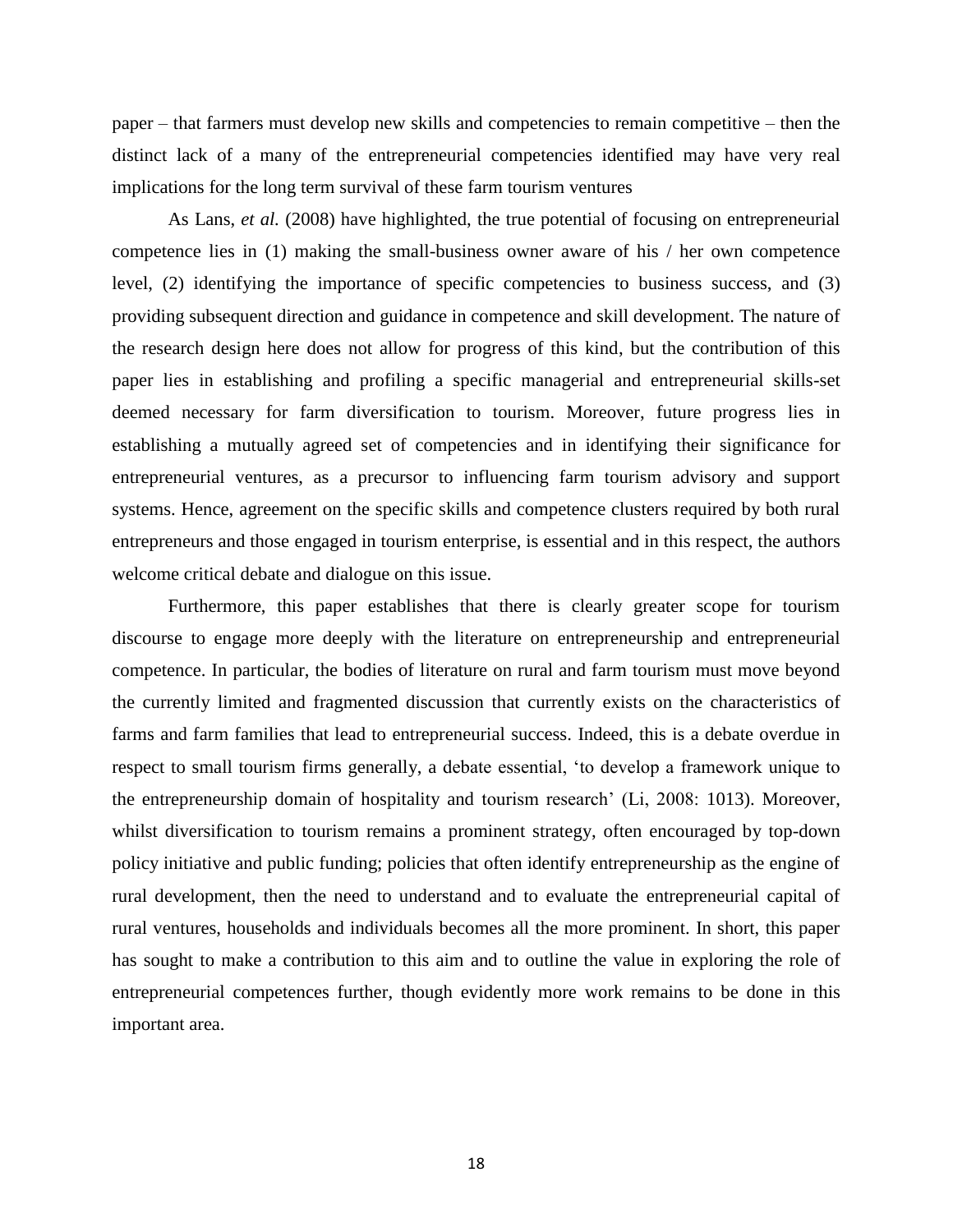paper – that farmers must develop new skills and competencies to remain competitive – then the distinct lack of a many of the entrepreneurial competencies identified may have very real implications for the long term survival of these farm tourism ventures

As Lans, *et al.* (2008) have highlighted, the true potential of focusing on entrepreneurial competence lies in (1) making the small-business owner aware of his / her own competence level, (2) identifying the importance of specific competencies to business success, and (3) providing subsequent direction and guidance in competence and skill development. The nature of the research design here does not allow for progress of this kind, but the contribution of this paper lies in establishing and profiling a specific managerial and entrepreneurial skills-set deemed necessary for farm diversification to tourism. Moreover, future progress lies in establishing a mutually agreed set of competencies and in identifying their significance for entrepreneurial ventures, as a precursor to influencing farm tourism advisory and support systems. Hence, agreement on the specific skills and competence clusters required by both rural entrepreneurs and those engaged in tourism enterprise, is essential and in this respect, the authors welcome critical debate and dialogue on this issue.

Furthermore, this paper establishes that there is clearly greater scope for tourism discourse to engage more deeply with the literature on entrepreneurship and entrepreneurial competence. In particular, the bodies of literature on rural and farm tourism must move beyond the currently limited and fragmented discussion that currently exists on the characteristics of farms and farm families that lead to entrepreneurial success. Indeed, this is a debate overdue in respect to small tourism firms generally, a debate essential, 'to develop a framework unique to the entrepreneurship domain of hospitality and tourism research' (Li, 2008: 1013). Moreover, whilst diversification to tourism remains a prominent strategy, often encouraged by top-down policy initiative and public funding; policies that often identify entrepreneurship as the engine of rural development, then the need to understand and to evaluate the entrepreneurial capital of rural ventures, households and individuals becomes all the more prominent. In short, this paper has sought to make a contribution to this aim and to outline the value in exploring the role of entrepreneurial competences further, though evidently more work remains to be done in this important area.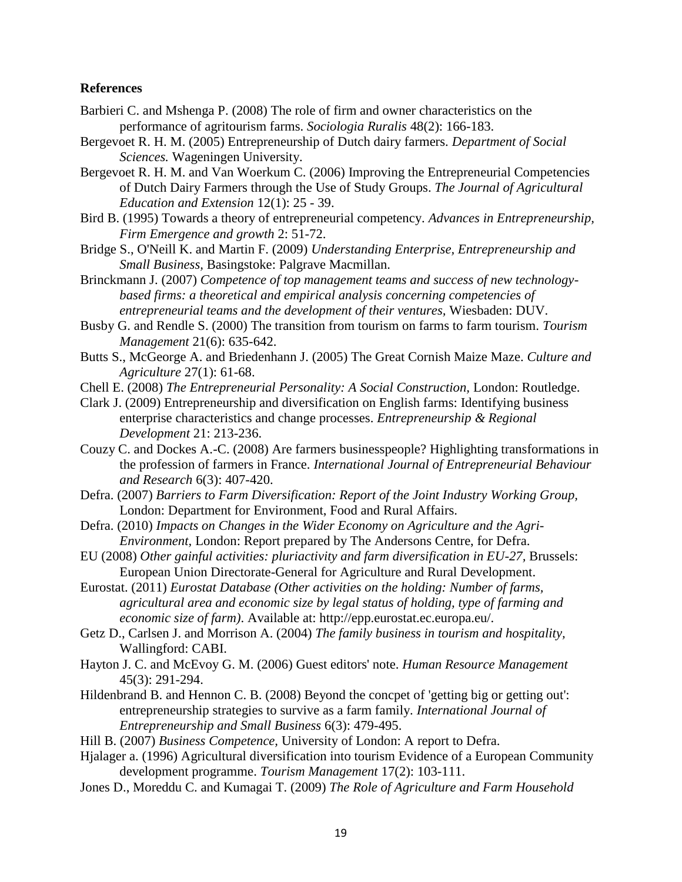**References**

Barbieri C. and Mshenga P. (2008) The role of firm and owner characteristics on the performance of agritourism farms. *Sociologia Ruralis* 48(2): 166-183.

Bergevoet R. H. M. (2005) Entrepreneurship of Dutch dairy farmers. *Department of Social Sciences.* Wageningen University.

Bergevoet R. H. M. and Van Woerkum C. (2006) Improving the Entrepreneurial Competencies of Dutch Dairy Farmers through the Use of Study Groups. *The Journal of Agricultural Education and Extension* 12(1): 25 - 39.

Bird B. (1995) Towards a theory of entrepreneurial competency. *Advances in Entrepreneurship, Firm Emergence and growth* 2: 51-72.

Bridge S., O'Neill K. and Martin F. (2009) *Understanding Enterprise, Entrepreneurship and Small Business,* Basingstoke: Palgrave Macmillan.

Brinckmann J. (2007) *Competence of top management teams and success of new technology-based firms: a theoretical and empirical analysis concerning competencies of entrepreneurial teams and the development of their ventures,* Wiesbaden: DUV.

Busby G. and Rendle S. (2000) The transition from tourism on farms to farm tourism. *Tourism Management* 21(6): 635-642.

Butts S., McGeorge A. and Briedenhann J. (2005) The Great Cornish Maize Maze. *Culture and Agriculture* 27(1): 61-68.

Chell E. (2008) *The Entrepreneurial Personality: A Social Construction,* London: Routledge.

Clark J. (2009) Entrepreneurship and diversification on English farms: Identifying business enterprise characteristics and change processes. *Entrepreneurship & Regional Development* 21: 213-236.

Couzy C. and Dockes A.-C. (2008) Are farmers businesspeople? Highlighting transformations in the profession of farmers in France. *International Journal of Entrepreneurial Behaviour and Research* 6(3): 407-420.

Defra. (2007) *Barriers to Farm Diversification: Report of the Joint Industry Working Group,* London: Department for Environment, Food and Rural Affairs.

Defra. (2010) *Impacts on Changes in the Wider Economy on Agriculture and the Agri-Environment,* London: Report prepared by The Andersons Centre, for Defra.

EU (2008) *Other gainful activities: pluriactivity and farm diversification in EU-27,* Brussels: European Union Directorate-General for Agriculture and Rural Development.

Eurostat. (2011) *Eurostat Database (Other activities on the holding: Number of farms, agricultural area and economic size by legal status of holding, type of farming and economic size of farm).* Available at: http://epp.eurostat.ec.europa.eu/.

Getz D., Carlsen J. and Morrison A. (2004) *The family business in tourism and hospitality,* Wallingford: CABI.

Hayton J. C. and McEvoy G. M. (2006) Guest editors' note. *Human Resource Management* 45(3): 291-294.

Hildenbrand B. and Hennon C. B. (2008) Beyond the concpet of 'getting big or getting out': entrepreneurship strategies to survive as a farm family. *International Journal of Entrepreneurship and Small Business* 6(3): 479-495.

Hill B. (2007) *Business Competence,* University of London: A report to Defra.

Hjalager a. (1996) Agricultural diversification into tourism Evidence of a European Community development programme. *Tourism Management* 17(2): 103-111.

Jones D., Moreddu C. and Kumagai T. (2009) *The Role of Agriculture and Farm Household*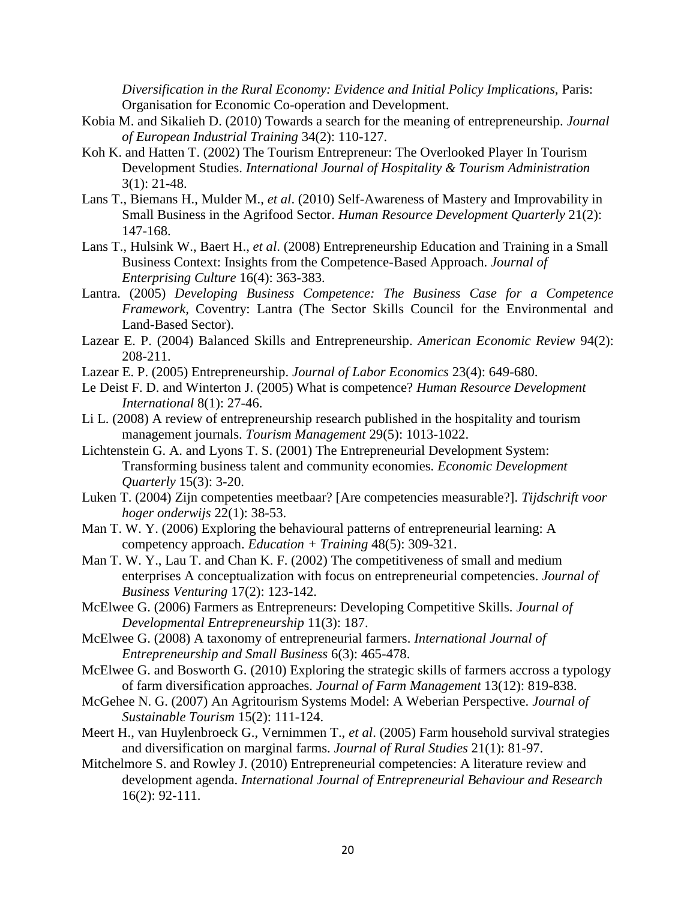*Diversification in the Rural Economy: Evidence and Initial Policy Implications,* Paris: Organisation for Economic Co-operation and Development.

Kobia M. and Sikalieh D. (2010) Towards a search for the meaning of entrepreneurship. *Journal of European Industrial Training* 34(2): 110-127.

Koh K. and Hatten T. (2002) The Tourism Entrepreneur: The Overlooked Player In Tourism Development Studies. *International Journal of Hospitality & Tourism Administration* 3(1): 21-48.

Lans T., Biemans H., Mulder M., *et al*. (2010) Self-Awareness of Mastery and Improvability in Small Business in the Agrifood Sector. *Human Resource Development Quarterly* 21(2): 147-168.

Lans T., Hulsink W., Baert H., *et al*. (2008) Entrepreneurship Education and Training in a Small Business Context: Insights from the Competence-Based Approach. *Journal of Enterprising Culture* 16(4): 363-383.

Lantra. (2005) *Developing Business Competence: The Business Case for a Competence Framework,* Coventry: Lantra (The Sector Skills Council for the Environmental and Land-Based Sector).

Lazear E. P. (2004) Balanced Skills and Entrepreneurship. *American Economic Review* 94(2): 208-211.

Lazear E. P. (2005) Entrepreneurship. *Journal of Labor Economics* 23(4): 649-680.

Le Deist F. D. and Winterton J. (2005) What is competence? *Human Resource Development International* 8(1): 27-46.

Li L. (2008) A review of entrepreneurship research published in the hospitality and tourism management journals. *Tourism Management* 29(5): 1013-1022.

Lichtenstein G. A. and Lyons T. S. (2001) The Entrepreneurial Development System: Transforming business talent and community economies. *Economic Development Quarterly* 15(3): 3-20.

Luken T. (2004) Zijn competenties meetbaar? [Are competencies measurable?]. *Tijdschrift voor hoger onderwijs* 22(1): 38-53.

Man T. W. Y. (2006) Exploring the behavioural patterns of entrepreneurial learning: A competency approach. *Education + Training* 48(5): 309-321.

Man T. W. Y., Lau T. and Chan K. F. (2002) The competitiveness of small and medium enterprises A conceptualization with focus on entrepreneurial competencies. *Journal of Business Venturing* 17(2): 123-142.

McElwee G. (2006) Farmers as Entrepreneurs: Developing Competitive Skills. *Journal of Developmental Entrepreneurship* 11(3): 187.

McElwee G. (2008) A taxonomy of entrepreneurial farmers. *International Journal of Entrepreneurship and Small Business* 6(3): 465-478.

McElwee G. and Bosworth G. (2010) Exploring the strategic skills of farmers accross a typology of farm diversification approaches. *Journal of Farm Management* 13(12): 819-838.

McGehee N. G. (2007) An Agritourism Systems Model: A Weberian Perspective. *Journal of Sustainable Tourism* 15(2): 111-124.

Meert H., van Huylenbroeck G., Vernimmen T., *et al*. (2005) Farm household survival strategies and diversification on marginal farms. *Journal of Rural Studies* 21(1): 81-97.

Mitchelmore S. and Rowley J. (2010) Entrepreneurial competencies: A literature review and development agenda. *International Journal of Entrepreneurial Behaviour and Research* 16(2): 92-111.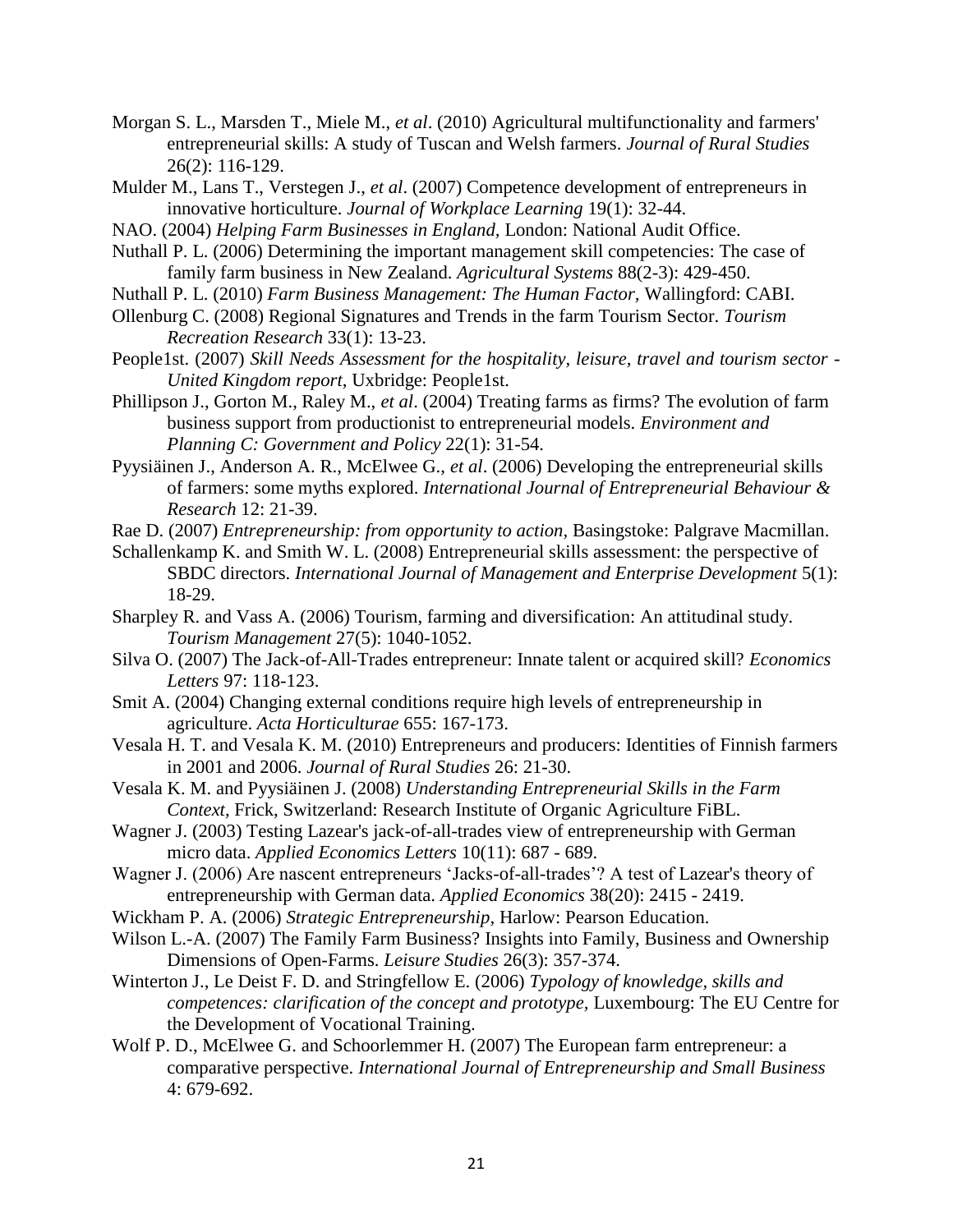Morgan S. L., Marsden T., Miele M., *et al*. (2010) Agricultural multifunctionality and farmers' entrepreneurial skills: A study of Tuscan and Welsh farmers. *Journal of Rural Studies* 26(2): 116-129.

Mulder M., Lans T., Verstegen J., *et al*. (2007) Competence development of entrepreneurs in innovative horticulture. *Journal of Workplace Learning* 19(1): 32-44.

NAO. (2004) *Helping Farm Businesses in England*, London: National Audit Office.

Nuthall P. L. (2006) Determining the important management skill competencies: The case of family farm business in New Zealand. *Agricultural Systems* 88(2-3): 429-450.

Nuthall P. L. (2010) *Farm Business Management: The Human Factor,* Wallingford: CABI.

Ollenburg C. (2008) Regional Signatures and Trends in the farm Tourism Sector. *Tourism Recreation Research* 33(1): 13-23.

People1st. (2007) *Skill Needs Assessment for the hospitality, leisure, travel and tourism sector - United Kingdom report,* Uxbridge: People1st.

Phillipson J., Gorton M., Raley M., *et al*. (2004) Treating farms as firms? The evolution of farm business support from productionist to entrepreneurial models. *Environment and Planning C: Government and Policy* 22(1): 31-54.

Pyysiäinen J., Anderson A. R., McElwee G., *et al*. (2006) Developing the entrepreneurial skills of farmers: some myths explored. *International Journal of Entrepreneurial Behaviour & Research* 12: 21-39.

Rae D. (2007) *Entrepreneurship: from opportunity to action*, Basingstoke: Palgrave Macmillan.

Schallenkamp K. and Smith W. L. (2008) Entrepreneurial skills assessment: the perspective of SBDC directors. *International Journal of Management and Enterprise Development* 5(1): 18-29.

Sharpley R. and Vass A. (2006) Tourism, farming and diversification: An attitudinal study. *Tourism Management* 27(5): 1040-1052.

Silva O. (2007) The Jack-of-All-Trades entrepreneur: Innate talent or acquired skill? *Economics Letters* 97: 118-123.

Smit A. (2004) Changing external conditions require high levels of entrepreneurship in agriculture. *Acta Horticulturae* 655: 167-173.

Vesala H. T. and Vesala K. M. (2010) Entrepreneurs and producers: Identities of Finnish farmers in 2001 and 2006. *Journal of Rural Studies* 26: 21-30.

Vesala K. M. and Pyysiäinen J. (2008) *Understanding Entrepreneurial Skills in the Farm Context,* Frick, Switzerland: Research Institute of Organic Agriculture FiBL.

Wagner J. (2003) Testing Lazear's jack-of-all-trades view of entrepreneurship with German micro data. *Applied Economics Letters* 10(11): 687 - 689.

Wagner J. (2006) Are nascent entrepreneurs 'Jacks-of-all-trades'? A test of Lazear's theory of entrepreneurship with German data. *Applied Economics* 38(20): 2415 - 2419.

Wickham P. A. (2006) *Strategic Entrepreneurship,* Harlow: Pearson Education.

Wilson L.-A. (2007) The Family Farm Business? Insights into Family, Business and Ownership Dimensions of Open-Farms. *Leisure Studies* 26(3): 357-374.

Winterton J., Le Deist F. D. and Stringfellow E. (2006) *Typology of knowledge, skills and competences: clarification of the concept and prototype,* Luxembourg: The EU Centre for the Development of Vocational Training.

Wolf P. D., McElwee G. and Schoorlemmer H. (2007) The European farm entrepreneur: a comparative perspective. *International Journal of Entrepreneurship and Small Business* 4: 679-692.